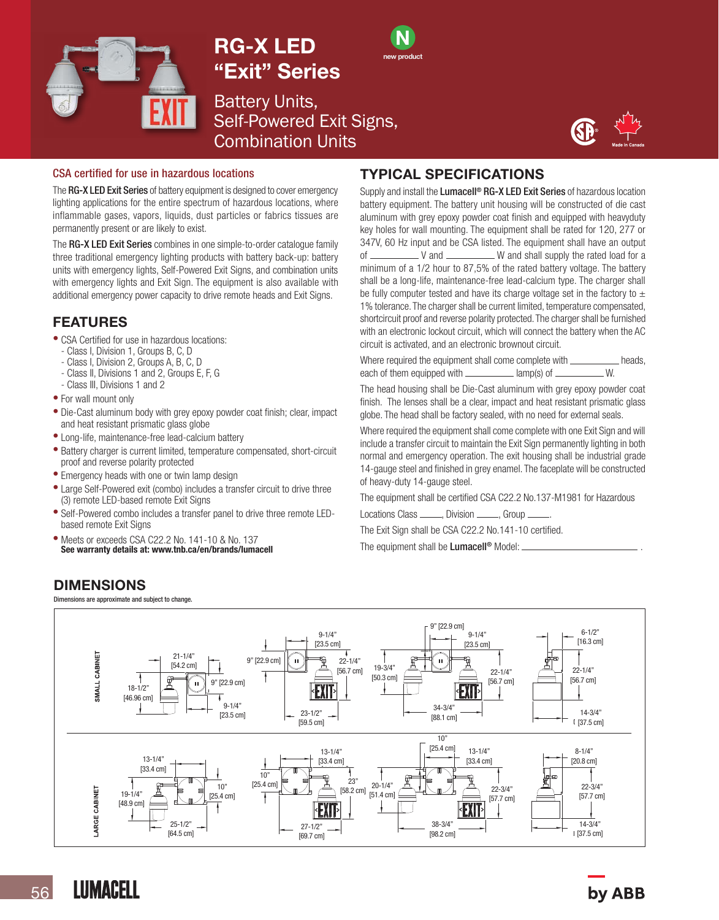# RG-X LED "Exit" Series

N new product

## Battery Units, Self-Powered Exit Signs, Combination Units

Made in Canada

### CSA certified for use in hazardous locations

The **RG-X LED Exit Series** of battery equipment is designed to cover emergency lighting applications for the entire spectrum of hazardous locations, where inflammable gases, vapors, liquids, dust particles or fabrics tissues are permanently present or are likely to exist.

The **RG-X LED Exit Series** combines in one simple-to-order catalogue family three traditional emergency lighting products with battery back-up: battery units with emergency lights, Self-Powered Exit Signs, and combination units with emergency lights and Exit Sign. The equipment is also available with additional emergency power capacity to drive remote heads and Exit Signs.

## FEATURES

- CSA Certified for use in hazardous locations:
  - Class I, Division 1, Groups B, C, D
  - Class I, Division 2, Groups A, B, C, D
  - Class II, Divisions 1 and 2, Groups E, F, G
  - Class III, Divisions 1 and 2
- For wall mount only
- Die-Cast aluminum body with grey epoxy powder coat finish; clear, impact and heat resistant prismatic glass globe
- Long-life, maintenance-free lead-calcium battery
- Battery charger is current limited, temperature compensated, short-circuit proof and reverse polarity protected
- Emergency heads with one or twin lamp design
- Large Self-Powered exit (combo) includes a transfer circuit to drive three (3) remote LED-based remote Exit Signs
- Self-Powered combo includes a transfer panel to drive three remote LED-based remote Exit Signs
- Meets or exceeds CSA C22.2 No. 141-10 & No. 137

**See warranty details at: www.tnb.ca/en/brands/lumacell**

## TYPICAL SPECIFICATIONS

Supply and install the **Lumacell® RG-X LED Exit Series** of hazardous location battery equipment. The battery unit housing will be constructed of die cast aluminum with grey epoxy powder coat finish and equipped with heavyduty key holes for wall mounting. The equipment shall be rated for 120, 277 or 347V, 60 Hz input and be CSA listed. The equipment shall have an output of __________ V and __________ W and shall supply the rated load for a minimum of a 1/2 hour to 87,5% of the rated battery voltage. The battery shall be a long-life, maintenance-free lead-calcium type. The charger shall be fully computer tested and have its charge voltage set in the factory to ± 1% tolerance. The charger shall be current limited, temperature compensated, shortcircuit proof and reverse polarity protected. The charger shall be furnished with an electronic lockout circuit, which will connect the battery when the AC circuit is activated, and an electronic brownout circuit.

Where required the equipment shall come complete with __________ heads, each of them equipped with __________ lamp(s) of __________ W.

The head housing shall be Die-Cast aluminum with grey epoxy powder coat finish. The lenses shall be a clear, impact and heat resistant prismatic glass globe. The head shall be factory sealed, with no need for external seals.

Where required the equipment shall come complete with one Exit Sign and will include a transfer circuit to maintain the Exit Sign permanently lighting in both normal and emergency operation. The exit housing shall be industrial grade 14-gauge steel and finished in grey enamel. The faceplate will be constructed of heavy-duty 14-gauge steel.

The equipment shall be certified CSA C22.2 No.137-M1981 for Hazardous Locations Class _____, Division _____, Group _____.

The Exit Sign shall be CSA C22.2 No.141-10 certified.

The equipment shall be **Lumacell®** Model: __________________________ .

## DIMENSIONS

Dimensions are approximate and subject to change.

**SMALL CABINET**: 21-1/4" [54.2 cm]; 18-1/2" [46.96 cm]; 9" [22.9 cm]; 9-1/4" [23.5 cm]; 9-1/4" [23.5 cm]; 9" [22.9 cm]; 22-1/4" [56.7 cm]; 23-1/2" [59.5 cm]; 9" [22.9 cm]; 9-1/4" [23.5 cm]; 19-3/4" [50.3 cm]; 22-1/4" [56.7 cm]; 34-3/4" [88.1 cm]; 6-1/2" [16.3 cm]; 22-1/4" [56.7 cm]; 14-3/4" [37.5 cm]

**LARGE CABINET**: 13-1/4" [33.4 cm]; 19-1/4" [48.9 cm]; 10" [25.4 cm]; 25-1/2" [64.5 cm]; 13-1/4" [33.4 cm]; 10" [25.4 cm]; 23" [58.2 cm]; 27-1/2" [69.7 cm]; 10" [25.4 cm]; 13-1/4" [33.4 cm]; 20-1/4" [51.4 cm]; 22-3/4" [57.7 cm]; 38-3/4" [98.2 cm]; 8-1/4" [20.8 cm]; 22-3/4" [57.7 cm]; 14-3/4" [37.5 cm]

LUMACELL by ABB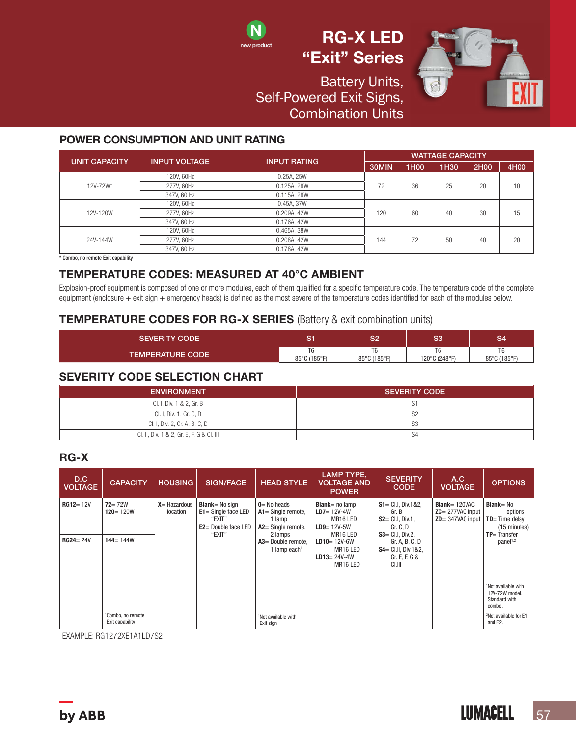# RG-X LED "Exit" Series

Battery Units, Self-Powered Exit Signs, Combination Units

## POWER CONSUMPTION AND UNIT RATING

| UNIT CAPACITY | INPUT VOLTAGE | INPUT RATING | WATTAGE CAPACITY | | | | |
|---|---|---|---|---|---|---|---|
| | | | 30MIN | 1H00 | 1H30 | 2H00 | 4H00 |
| 12V-72W* | 120V, 60Hz | 0.25A, 25W | 72 | 36 | 25 | 20 | 10 |
| | 277V, 60Hz | 0.125A, 28W | | | | | |
| | 347V, 60 Hz | 0.115A, 28W | | | | | |
| 12V-120W | 120V, 60Hz | 0.45A, 37W | 120 | 60 | 40 | 30 | 15 |
| | 277V, 60Hz | 0.209A, 42W | | | | | |
| | 347V, 60 Hz | 0.176A, 42W | | | | | |
| 24V-144W | 120V, 60Hz | 0.465A, 38W | 144 | 72 | 50 | 40 | 20 |
| | 277V, 60Hz | 0.208A, 42W | | | | | |
| | 347V, 60 Hz | 0.178A, 42W | | | | | |

* Combo, no remote Exit capability

## TEMPERATURE CODES: MEASURED AT 40°C AMBIENT

Explosion-proof equipment is composed of one or more modules, each of them qualified for a specific temperature code. The temperature code of the complete equipment (enclosure + exit sign + emergency heads) is defined as the most severe of the temperature codes identified for each of the modules below.

## TEMPERATURE CODES FOR RG-X SERIES (Battery & exit combination units)

| SEVERITY CODE | S1 | S2 | S3 | S4 |
|---|---|---|---|---|
| TEMPERATURE CODE | T6 85°C (185°F) | T6 85°C (185°F) | T6 120°C (248°F) | T6 85°C (185°F) |

## SEVERITY CODE SELECTION CHART

| ENVIRONMENT | SEVERITY CODE |
|---|---|
| Cl. I, Div. 1 & 2, Gr. B | S1 |
| Cl. I, Div. 1, Gr. C, D | S2 |
| Cl. I, Div. 2, Gr. A, B, C, D | S3 |
| Cl. II, Div. 1 & 2, Gr. E, F, G & Cl. III | S4 |

## RG-X

| D.C VOLTAGE | CAPACITY | HOUSING | SIGN/FACE | HEAD STYLE | LAMP TYPE, VOLTAGE AND POWER | SEVERITY CODE | A.C VOLTAGE | OPTIONS |
|---|---|---|---|---|---|---|---|---|
| **RG12**= 12V | **72**= 72W[1]<br>**120**= 120W | **X**= Hazardous location | **Blank**= No sign<br>**E1**= Single face LED "EXIT"<br>**E2**= Double face LED "EXIT" | **0**= No heads<br>**A1**= Single remote, 1 lamp<br>**A2**= Single remote, 2 lamps<br>**A3**= Double remote, 1 lamp each[1] | **Blank**= no lamp<br>**LD7**= 12V-4W MR16 LED<br>**LD9**= 12V-5W MR16 LED<br>**LD10**= 12V-6W MR16 LED<br>**LD13**= 24V-4W MR16 LED | **S1**= Cl.I, Div.1&2, Gr. B<br>**S2**= Cl.I, Div.1, Gr. C, D<br>**S3**= Cl.I, Div.2, Gr. A, B, C, D<br>**S4**= Cl.II, Div.1&2, Gr. E, F, G & Cl.III | **Blank**= 120VAC<br>**ZC**= 277VAC input<br>**ZD**= 347VAC input | **Blank**= No options<br>**TD**= Time delay (15 minutes)<br>**TP**= Transfer panel[1,2] |
| **RG24**= 24V | **144**= 144W | | | | | | | |
| | [1]Combo, no remote Exit capability | | | [1]Not available with Exit sign | | | | [1]Not available with 12V-72W model. Standard with combo.<br>[2]Not available for E1 and E2. |

EXAMPLE: RG1272XE1A1LD7S2